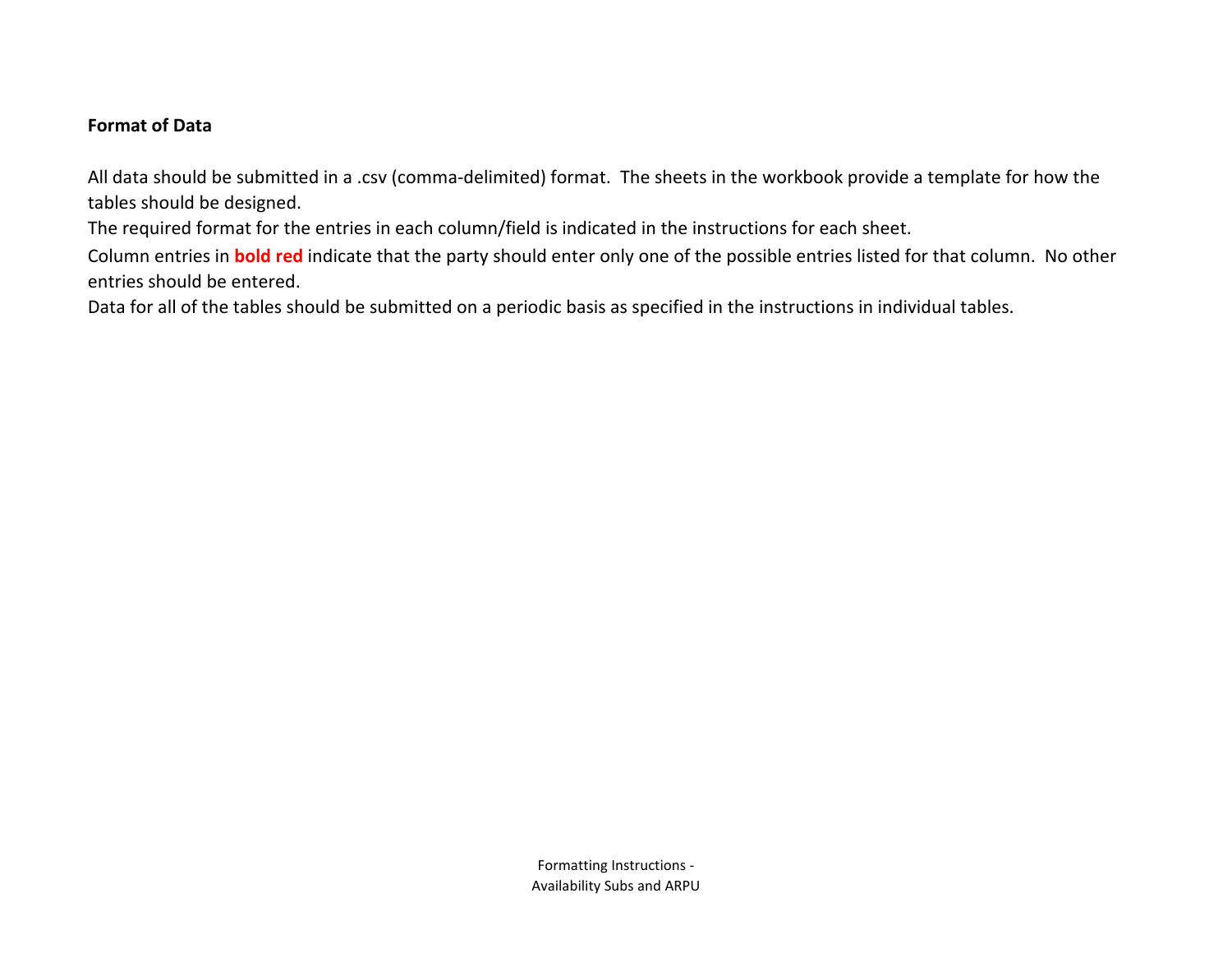**Format of Data**

All data should be submitted in a .csv (comma-delimited) format. The sheets in the workbook provide a template for how the tables should be designed.

The required format for the entries in each column/field is indicated in the instructions for each sheet.

Column entries in **bold red** indicate that the party should enter only one of the possible entries listed for that column. No other entries should be entered.

Data for all of the tables should be submitted on a periodic basis as specified in the instructions in individual tables.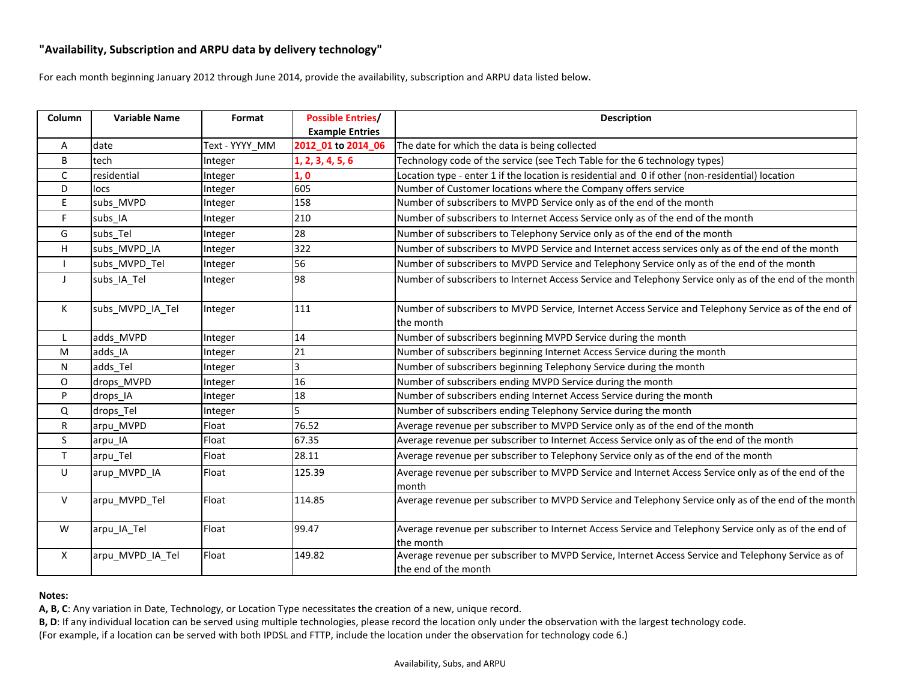## "Availability, Subscription and ARPU data by delivery technology"

For each month beginning January 2012 through June 2014, provide the availability, subscription and ARPU data listed below.

| Column | Variable Name | Format | Possible Entries/ Example Entries | Description |
|---|---|---|---|---|
| A | date | Text - YYYY_MM | 2012_01 to 2014_06 | The date for which the data is being collected |
| B | tech | Integer | 1, 2, 3, 4, 5, 6 | Technology code of the service (see Tech Table for the 6 technology types) |
| C | residential | Integer | 1, 0 | Location type - enter 1 if the location is residential and 0 if other (non-residential) location |
| D | locs | Integer | 605 | Number of Customer locations where the Company offers service |
| E | subs_MVPD | Integer | 158 | Number of subscribers to MVPD Service only as of the end of the month |
| F | subs_IA | Integer | 210 | Number of subscribers to Internet Access Service only as of the end of the month |
| G | subs_Tel | Integer | 28 | Number of subscribers to Telephony Service only as of the end of the month |
| H | subs_MVPD_IA | Integer | 322 | Number of subscribers to MVPD Service and Internet access services only as of the end of the month |
| I | subs_MVPD_Tel | Integer | 56 | Number of subscribers to MVPD Service and Telephony Service only as of the end of the month |
| J | subs_IA_Tel | Integer | 98 | Number of subscribers to Internet Access Service and Telephony Service only as of the end of the month |
| K | subs_MVPD_IA_Tel | Integer | 111 | Number of subscribers to MVPD Service, Internet Access Service and Telephony Service as of the end of the month |
| L | adds_MVPD | Integer | 14 | Number of subscribers beginning MVPD Service during the month |
| M | adds_IA | Integer | 21 | Number of subscribers beginning Internet Access Service during the month |
| N | adds_Tel | Integer | 3 | Number of subscribers beginning Telephony Service during the month |
| O | drops_MVPD | Integer | 16 | Number of subscribers ending MVPD Service during the month |
| P | drops_IA | Integer | 18 | Number of subscribers ending Internet Access Service during the month |
| Q | drops_Tel | Integer | 5 | Number of subscribers ending Telephony Service during the month |
| R | arpu_MVPD | Float | 76.52 | Average revenue per subscriber to MVPD Service only as of the end of the month |
| S | arpu_IA | Float | 67.35 | Average revenue per subscriber to Internet Access Service only as of the end of the month |
| T | arpu_Tel | Float | 28.11 | Average revenue per subscriber to Telephony Service only as of the end of the month |
| U | arup_MVPD_IA | Float | 125.39 | Average revenue per subscriber to MVPD Service and Internet Access Service only as of the end of the month |
| V | arpu_MVPD_Tel | Float | 114.85 | Average revenue per subscriber to MVPD Service and Telephony Service only as of the end of the month |
| W | arpu_IA_Tel | Float | 99.47 | Average revenue per subscriber to Internet Access Service and Telephony Service only as of the end of the month |
| X | arpu_MVPD_IA_Tel | Float | 149.82 | Average revenue per subscriber to MVPD Service, Internet Access Service and Telephony Service as of the end of the month |

**Notes:**

**A, B, C**: Any variation in Date, Technology, or Location Type necessitates the creation of a new, unique record.

**B, D**: If any individual location can be served using multiple technologies, please record the location only under the observation with the largest technology code.

(For example, if a location can be served with both IPDSL and FTTP, include the location under the observation for technology code 6.)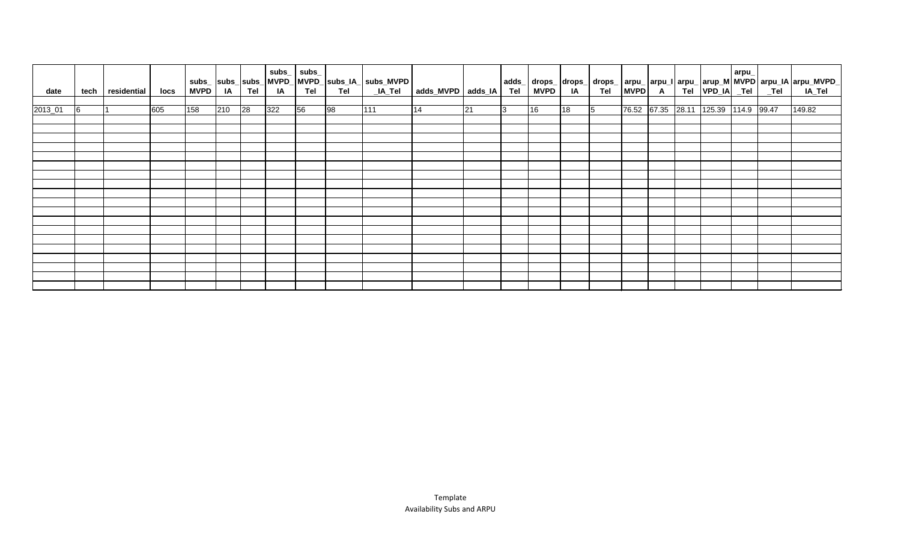| date | tech | residential | locs | subs_MVPD | subs_IA | subs_Tel | subs_MVPD_IA | subs_MVPD_Tel | subs_IA_Tel | subs_MVPD_IA_Tel | adds_MVPD | adds_IA | adds_Tel | drops_MVPD | drops_IA | drops_Tel | arpu_MVPD | arpu_IA | arpu_Tel | arup_MVPD_IA | arpu_MVPD_Tel | arpu_IA_Tel | arpu_MVPD_IA_Tel |
|---|---|---|---|---|---|---|---|---|---|---|---|---|---|---|---|---|---|---|---|---|---|---|---|
| 2013_01 | 6 | 1 | 605 | 158 | 210 | 28 | 322 | 56 | 98 | 111 | 14 | 21 | 3 | 16 | 18 | 5 | 76.52 | 67.35 | 28.11 | 125.39 | 114.9 | 99.47 | 149.82 |
| | | | | | | | | | | | | | | | | | | | | | | | |
| | | | | | | | | | | | | | | | | | | | | | | | |
| | | | | | | | | | | | | | | | | | | | | | | | |
| | | | | | | | | | | | | | | | | | | | | | | | |
| | | | | | | | | | | | | | | | | | | | | | | | |
| | | | | | | | | | | | | | | | | | | | | | | | |
| | | | | | | | | | | | | | | | | | | | | | | | |
| | | | | | | | | | | | | | | | | | | | | | | | |
| | | | | | | | | | | | | | | | | | | | | | | | |
| | | | | | | | | | | | | | | | | | | | | | | | |
| | | | | | | | | | | | | | | | | | | | | | | | |
| | | | | | | | | | | | | | | | | | | | | | | | |
| | | | | | | | | | | | | | | | | | | | | | | | |
| | | | | | | | | | | | | | | | | | | | | | | | |
| | | | | | | | | | | | | | | | | | | | | | | | |
| | | | | | | | | | | | | | | | | | | | | | | | |
| | | | | | | | | | | | | | | | | | | | | | | | |
| | | | | | | | | | | | | | | | | | | | | | | | |
| | | | | | | | | | | | | | | | | | | | | | | | |

Template
Availability Subs and ARPU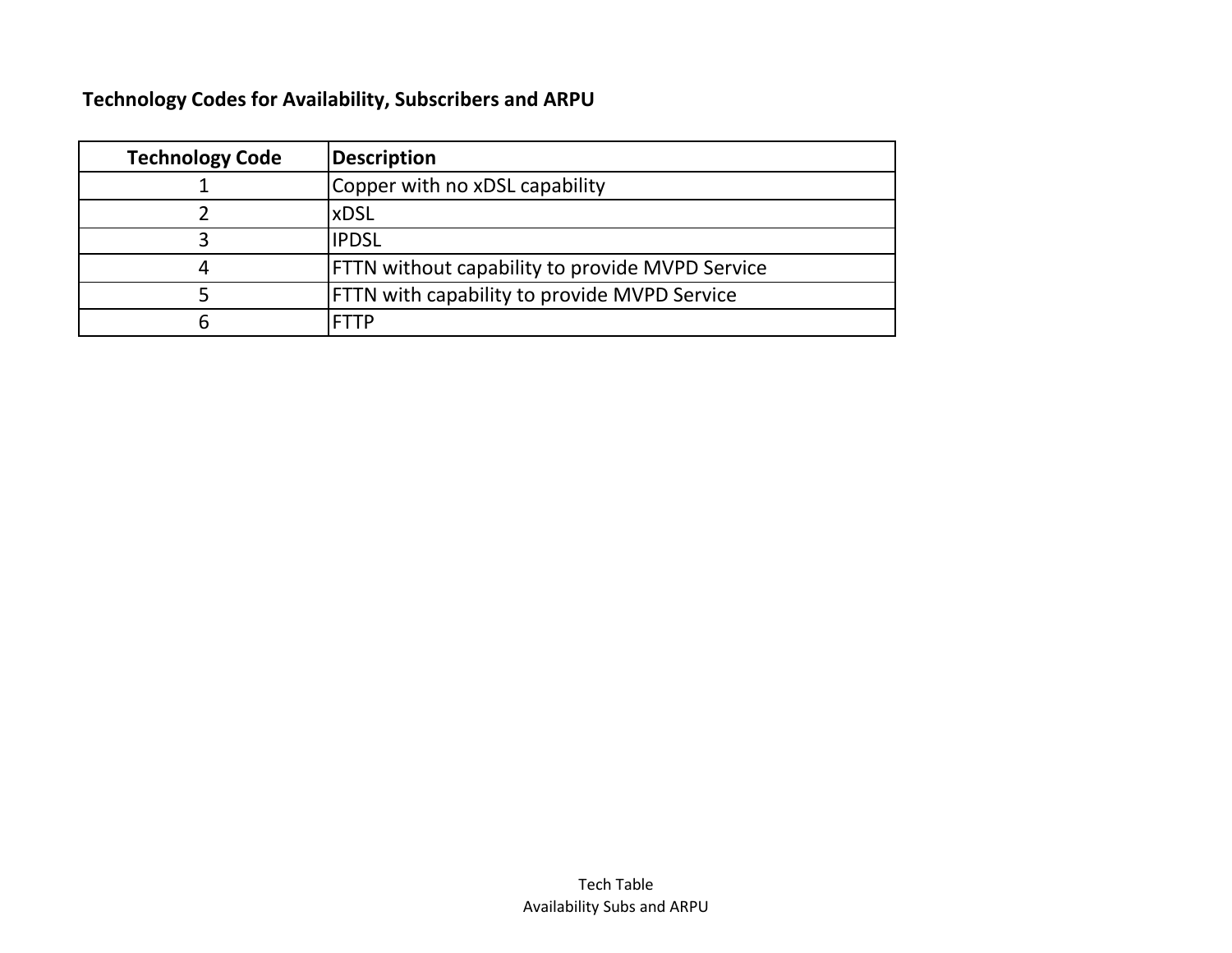**Technology Codes for Availability, Subscribers and ARPU**

| Technology Code | Description |
|---|---|
| 1 | Copper with no xDSL capability |
| 2 | xDSL |
| 3 | IPDSL |
| 4 | FTTN without capability to provide MVPD Service |
| 5 | FTTN with capability to provide MVPD Service |
| 6 | FTTP |